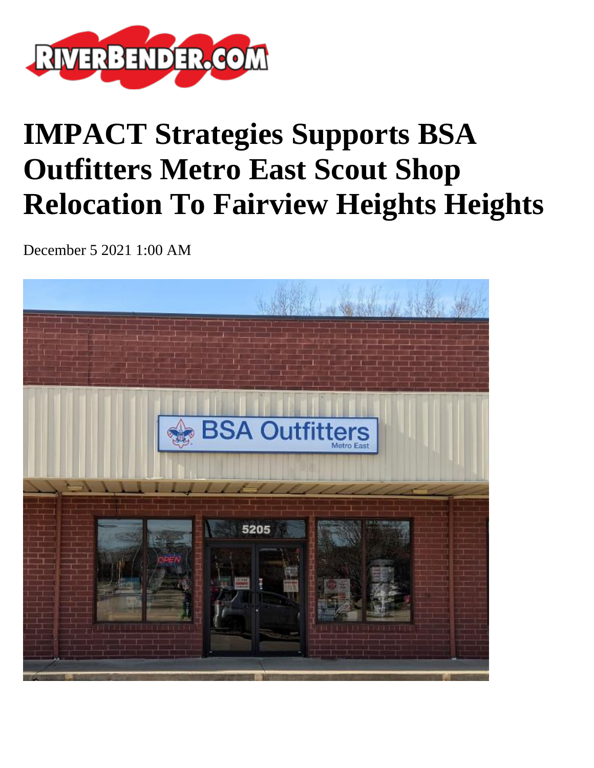# IMPACT Strategies Supports BSA Outfitters Metro East Scout Shop Relocation To Fairview Heights Heights

December 5 2021 1:00 AM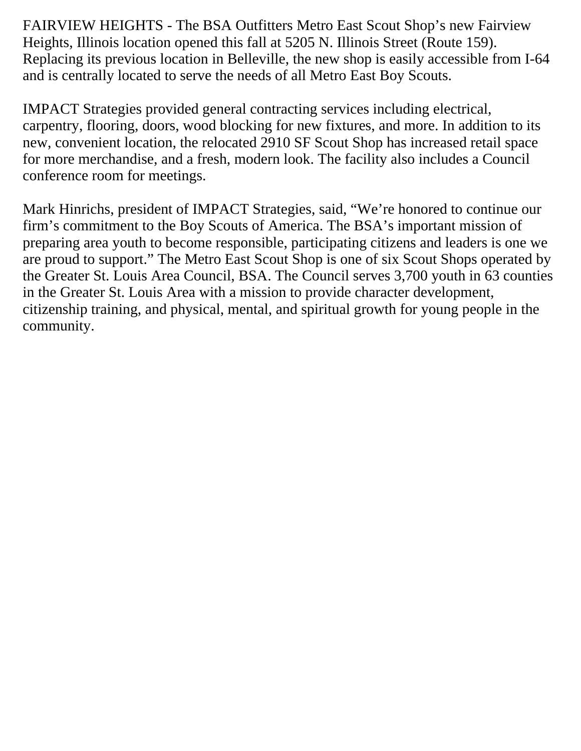FAIRVIEW HEIGHTS - The BSA Outfitters Metro East Scout Shop's new Fairview Heights, Illinois location opened this fall at 5205 N. Illinois Street (Route 159). Replacing its previous location in Belleville, the new shop is easily accessible from I-64 and is centrally located to serve the needs of all Metro East Boy Scouts.

IMPACT Strategies provided general contracting services including electrical, carpentry, flooring, doors, wood blocking for new fixtures, and more. In addition to its new, convenient location, the relocated 2910 SF Scout Shop has increased retail space for more merchandise, and a fresh, modern look. The facility also includes a Council conference room for meetings.

Mark Hinrichs, president of IMPACT Strategies, said, "We're honored to continue our firm's commitment to the Boy Scouts of America. The BSA's important mission of preparing area youth to become responsible, participating citizens and leaders is one we are proud to support." The Metro East Scout Shop is one of six Scout Shops operated by the Greater St. Louis Area Council, BSA. The Council serves 3,700 youth in 63 counties in the Greater St. Louis Area with a mission to provide character development, citizenship training, and physical, mental, and spiritual growth for young people in the community.